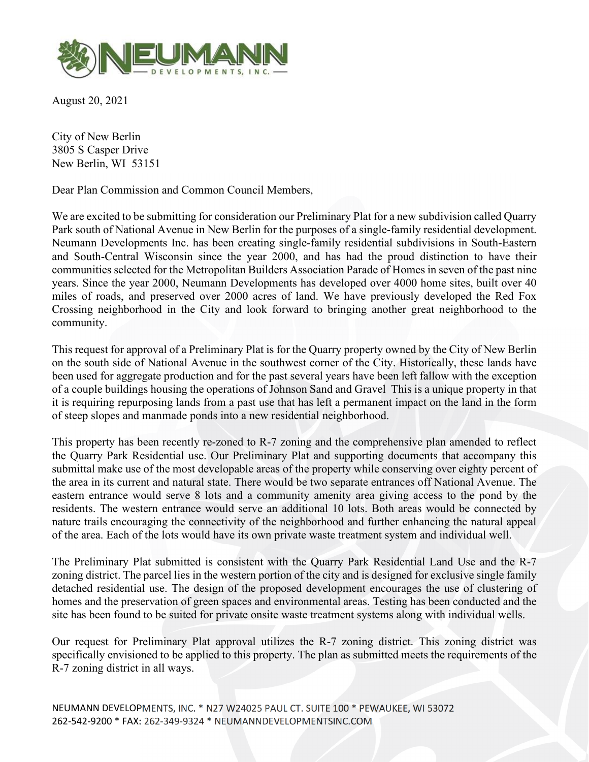# NEUMANN DEVELOPMENTS, INC.

August 20, 2021

City of New Berlin
3805 S Casper Drive
New Berlin, WI 53151

Dear Plan Commission and Common Council Members,

We are excited to be submitting for consideration our Preliminary Plat for a new subdivision called Quarry Park south of National Avenue in New Berlin for the purposes of a single-family residential development. Neumann Developments Inc. has been creating single-family residential subdivisions in South-Eastern and South-Central Wisconsin since the year 2000, and has had the proud distinction to have their communities selected for the Metropolitan Builders Association Parade of Homes in seven of the past nine years. Since the year 2000, Neumann Developments has developed over 4000 home sites, built over 40 miles of roads, and preserved over 2000 acres of land. We have previously developed the Red Fox Crossing neighborhood in the City and look forward to bringing another great neighborhood to the community.

This request for approval of a Preliminary Plat is for the Quarry property owned by the City of New Berlin on the south side of National Avenue in the southwest corner of the City. Historically, these lands have been used for aggregate production and for the past several years have been left fallow with the exception of a couple buildings housing the operations of Johnson Sand and Gravel This is a unique property in that it is requiring repurposing lands from a past use that has left a permanent impact on the land in the form of steep slopes and manmade ponds into a new residential neighborhood.

This property has been recently re-zoned to R-7 zoning and the comprehensive plan amended to reflect the Quarry Park Residential use. Our Preliminary Plat and supporting documents that accompany this submittal make use of the most developable areas of the property while conserving over eighty percent of the area in its current and natural state. There would be two separate entrances off National Avenue. The eastern entrance would serve 8 lots and a community amenity area giving access to the pond by the residents. The western entrance would serve an additional 10 lots. Both areas would be connected by nature trails encouraging the connectivity of the neighborhood and further enhancing the natural appeal of the area. Each of the lots would have its own private waste treatment system and individual well.

The Preliminary Plat submitted is consistent with the Quarry Park Residential Land Use and the R-7 zoning district. The parcel lies in the western portion of the city and is designed for exclusive single family detached residential use. The design of the proposed development encourages the use of clustering of homes and the preservation of green spaces and environmental areas. Testing has been conducted and the site has been found to be suited for private onsite waste treatment systems along with individual wells.

Our request for Preliminary Plat approval utilizes the R-7 zoning district. This zoning district was specifically envisioned to be applied to this property. The plan as submitted meets the requirements of the R-7 zoning district in all ways.

NEUMANN DEVELOPMENTS, INC. * N27 W24025 PAUL CT. SUITE 100 * PEWAUKEE, WI 53072
262-542-9200 * FAX: 262-349-9324 * NEUMANNDEVELOPMENTSINC.COM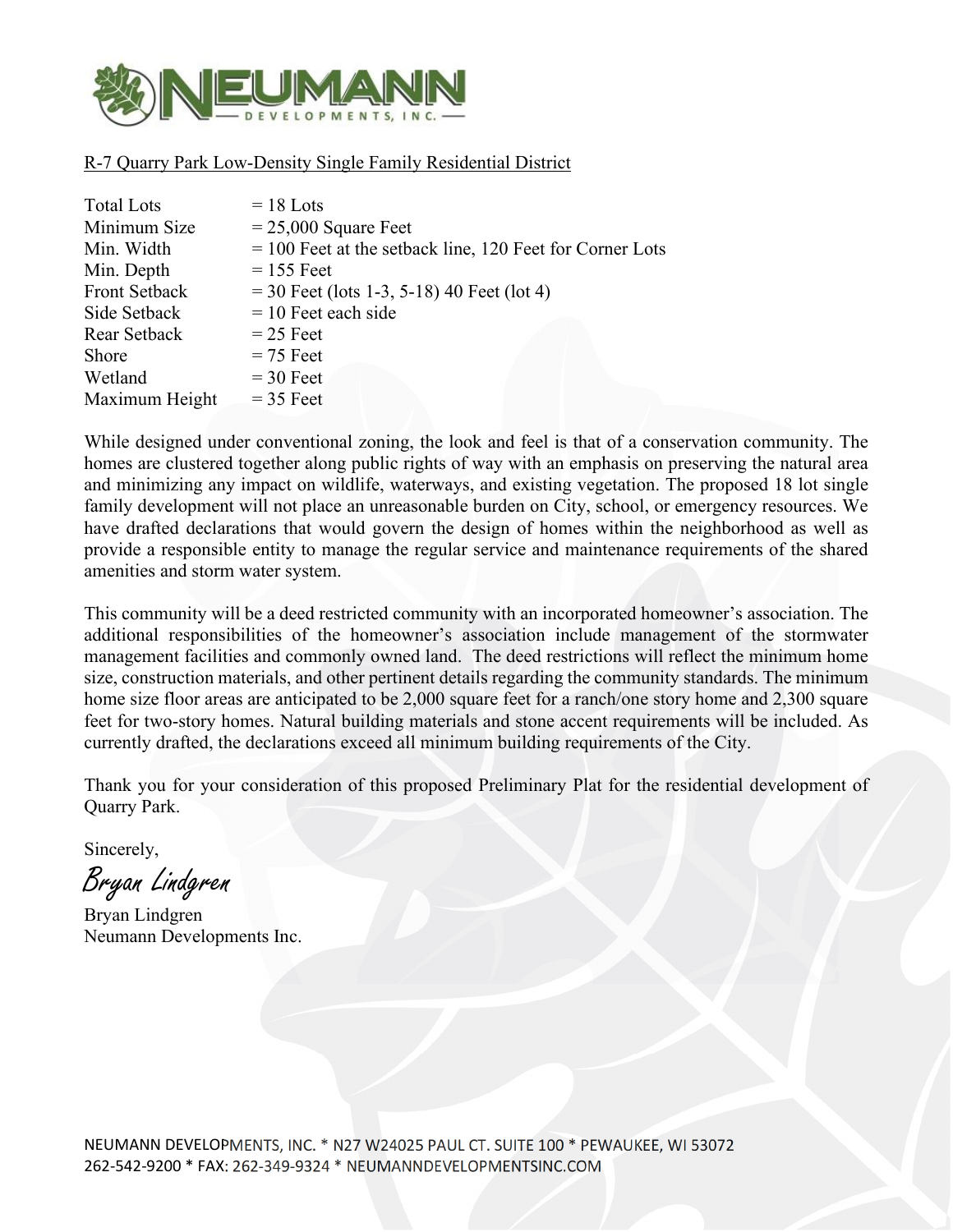NEUMANN DEVELOPMENTS, INC.

R-7 Quarry Park Low-Density Single Family Residential District

| | |
|---|---|
| Total Lots | = 18 Lots |
| Minimum Size | = 25,000 Square Feet |
| Min. Width | = 100 Feet at the setback line, 120 Feet for Corner Lots |
| Min. Depth | = 155 Feet |
| Front Setback | = 30 Feet (lots 1-3, 5-18) 40 Feet (lot 4) |
| Side Setback | = 10 Feet each side |
| Rear Setback | = 25 Feet |
| Shore | = 75 Feet |
| Wetland | = 30 Feet |
| Maximum Height | = 35 Feet |

While designed under conventional zoning, the look and feel is that of a conservation community. The homes are clustered together along public rights of way with an emphasis on preserving the natural area and minimizing any impact on wildlife, waterways, and existing vegetation. The proposed 18 lot single family development will not place an unreasonable burden on City, school, or emergency resources. We have drafted declarations that would govern the design of homes within the neighborhood as well as provide a responsible entity to manage the regular service and maintenance requirements of the shared amenities and storm water system.

This community will be a deed restricted community with an incorporated homeowner's association. The additional responsibilities of the homeowner's association include management of the stormwater management facilities and commonly owned land. The deed restrictions will reflect the minimum home size, construction materials, and other pertinent details regarding the community standards. The minimum home size floor areas are anticipated to be 2,000 square feet for a ranch/one story home and 2,300 square feet for two-story homes. Natural building materials and stone accent requirements will be included. As currently drafted, the declarations exceed all minimum building requirements of the City.

Thank you for your consideration of this proposed Preliminary Plat for the residential development of Quarry Park.

Sincerely,

*Bryan Lindgren*

Bryan Lindgren
Neumann Developments Inc.

NEUMANN DEVELOPMENTS, INC. * N27 W24025 PAUL CT. SUITE 100 * PEWAUKEE, WI 53072
262-542-9200 * FAX: 262-349-9324 * NEUMANNDEVELOPMENTSINC.COM